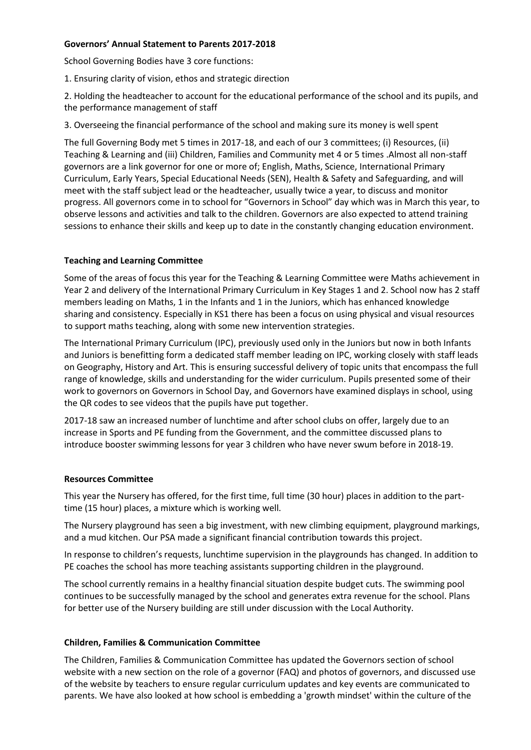**Governors' Annual Statement to Parents 2017-2018**

School Governing Bodies have 3 core functions:

1. Ensuring clarity of vision, ethos and strategic direction

2. Holding the headteacher to account for the educational performance of the school and its pupils, and the performance management of staff

3. Overseeing the financial performance of the school and making sure its money is well spent

The full Governing Body met 5 times in 2017-18, and each of our 3 committees; (i) Resources, (ii) Teaching & Learning and (iii) Children, Families and Community met 4 or 5 times .Almost all non-staff governors are a link governor for one or more of; English, Maths, Science, International Primary Curriculum, Early Years, Special Educational Needs (SEN), Health & Safety and Safeguarding, and will meet with the staff subject lead or the headteacher, usually twice a year, to discuss and monitor progress. All governors come in to school for "Governors in School" day which was in March this year, to observe lessons and activities and talk to the children. Governors are also expected to attend training sessions to enhance their skills and keep up to date in the constantly changing education environment.

**Teaching and Learning Committee**

Some of the areas of focus this year for the Teaching & Learning Committee were Maths achievement in Year 2 and delivery of the International Primary Curriculum in Key Stages 1 and 2. School now has 2 staff members leading on Maths, 1 in the Infants and 1 in the Juniors, which has enhanced knowledge sharing and consistency. Especially in KS1 there has been a focus on using physical and visual resources to support maths teaching, along with some new intervention strategies.

The International Primary Curriculum (IPC), previously used only in the Juniors but now in both Infants and Juniors is benefitting form a dedicated staff member leading on IPC, working closely with staff leads on Geography, History and Art. This is ensuring successful delivery of topic units that encompass the full range of knowledge, skills and understanding for the wider curriculum. Pupils presented some of their work to governors on Governors in School Day, and Governors have examined displays in school, using the QR codes to see videos that the pupils have put together.

2017-18 saw an increased number of lunchtime and after school clubs on offer, largely due to an increase in Sports and PE funding from the Government, and the committee discussed plans to introduce booster swimming lessons for year 3 children who have never swum before in 2018-19.

**Resources Committee**

This year the Nursery has offered, for the first time, full time (30 hour) places in addition to the part-time (15 hour) places, a mixture which is working well.

The Nursery playground has seen a big investment, with new climbing equipment, playground markings, and a mud kitchen. Our PSA made a significant financial contribution towards this project.

In response to children's requests, lunchtime supervision in the playgrounds has changed. In addition to PE coaches the school has more teaching assistants supporting children in the playground.

The school currently remains in a healthy financial situation despite budget cuts. The swimming pool continues to be successfully managed by the school and generates extra revenue for the school. Plans for better use of the Nursery building are still under discussion with the Local Authority.

**Children, Families & Communication Committee**

The Children, Families & Communication Committee has updated the Governors section of school website with a new section on the role of a governor (FAQ) and photos of governors, and discussed use of the website by teachers to ensure regular curriculum updates and key events are communicated to parents. We have also looked at how school is embedding a 'growth mindset' within the culture of the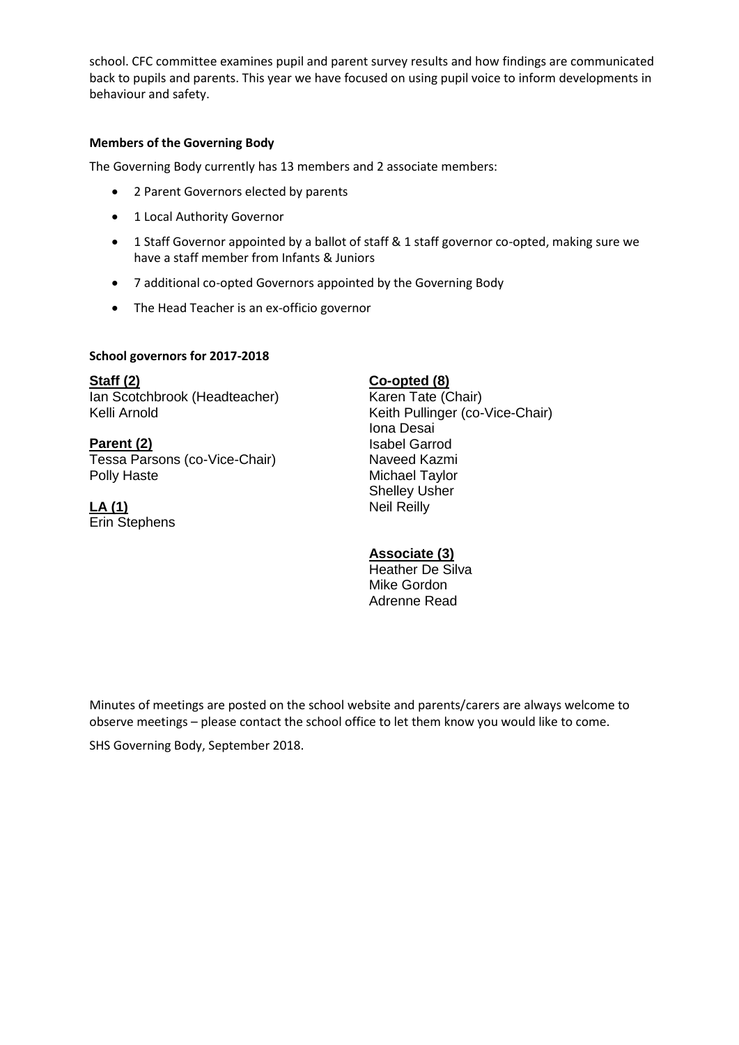school. CFC committee examines pupil and parent survey results and how findings are communicated back to pupils and parents. This year we have focused on using pupil voice to inform developments in behaviour and safety.

**Members of the Governing Body**

The Governing Body currently has 13 members and 2 associate members:

- 2 Parent Governors elected by parents
- 1 Local Authority Governor
- 1 Staff Governor appointed by a ballot of staff & 1 staff governor co-opted, making sure we have a staff member from Infants & Juniors
- 7 additional co-opted Governors appointed by the Governing Body
- The Head Teacher is an ex-officio governor

**School governors for 2017-2018**

**Staff (2)**
Ian Scotchbrook (Headteacher)
Kelli Arnold

**Parent (2)**
Tessa Parsons (co-Vice-Chair)
Polly Haste

**LA (1)**
Erin Stephens

**Co-opted (8)**
Karen Tate (Chair)
Keith Pullinger (co-Vice-Chair)
Iona Desai
Isabel Garrod
Naveed Kazmi
Michael Taylor
Shelley Usher
Neil Reilly

**Associate (3)**
Heather De Silva
Mike Gordon
Adrenne Read

Minutes of meetings are posted on the school website and parents/carers are always welcome to observe meetings – please contact the school office to let them know you would like to come.

SHS Governing Body, September 2018.